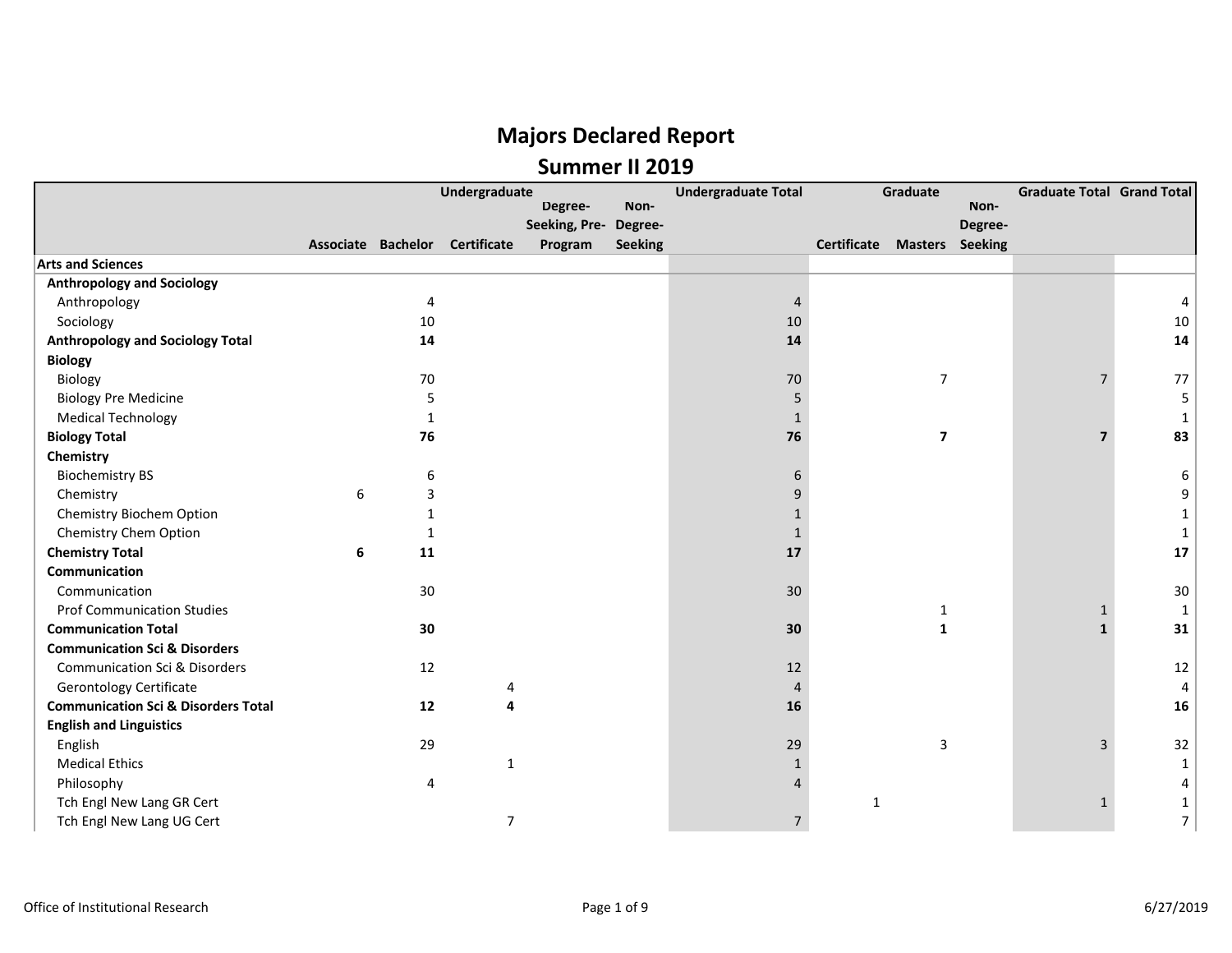# Majors Declared Report

## Summer II 2019

| | Undergraduate | | | | | Undergraduate Total | Graduate | | | Graduate Total | Grand Total |
|---|---|---|---|---|---|---|---|---|---|---|---|
| | Associate | Bachelor | Certificate | Degree-Seeking, Pre-Program | Non-Degree-Seeking | | Certificate | Masters | Non-Degree-Seeking | | |
| **Arts and Sciences** | | | | | | | | | | | |
| **Anthropology and Sociology** | | | | | | | | | | | |
| Anthropology | | 4 | | | | 4 | | | | | 4 |
| Sociology | | 10 | | | | 10 | | | | | 10 |
| **Anthropology and Sociology Total** | | **14** | | | | **14** | | | | | **14** |
| **Biology** | | | | | | | | | | | |
| Biology | | 70 | | | | 70 | | 7 | | 7 | 77 |
| Biology Pre Medicine | | 5 | | | | 5 | | | | | 5 |
| Medical Technology | | 1 | | | | 1 | | | | | 1 |
| **Biology Total** | | **76** | | | | **76** | | **7** | | **7** | **83** |
| **Chemistry** | | | | | | | | | | | |
| Biochemistry BS | | 6 | | | | 6 | | | | | 6 |
| Chemistry | 6 | 3 | | | | 9 | | | | | 9 |
| Chemistry Biochem Option | | 1 | | | | 1 | | | | | 1 |
| Chemistry Chem Option | | 1 | | | | 1 | | | | | 1 |
| **Chemistry Total** | **6** | **11** | | | | **17** | | | | | **17** |
| **Communication** | | | | | | | | | | | |
| Communication | | 30 | | | | 30 | | | | | 30 |
| Prof Communication Studies | | | | | | | | 1 | | 1 | 1 |
| **Communication Total** | | **30** | | | | **30** | | **1** | | **1** | **31** |
| **Communication Sci & Disorders** | | | | | | | | | | | |
| Communication Sci & Disorders | | 12 | | | | 12 | | | | | 12 |
| Gerontology Certificate | | | 4 | | | 4 | | | | | 4 |
| **Communication Sci & Disorders Total** | | **12** | **4** | | | **16** | | | | | **16** |
| **English and Linguistics** | | | | | | | | | | | |
| English | | 29 | | | | 29 | | 3 | | 3 | 32 |
| Medical Ethics | | | 1 | | | 1 | | | | | 1 |
| Philosophy | | 4 | | | | 4 | | | | | 4 |
| Tch Engl New Lang GR Cert | | | | | | | 1 | | | 1 | 1 |
| Tch Engl New Lang UG Cert | | | 7 | | | 7 | | | | | 7 |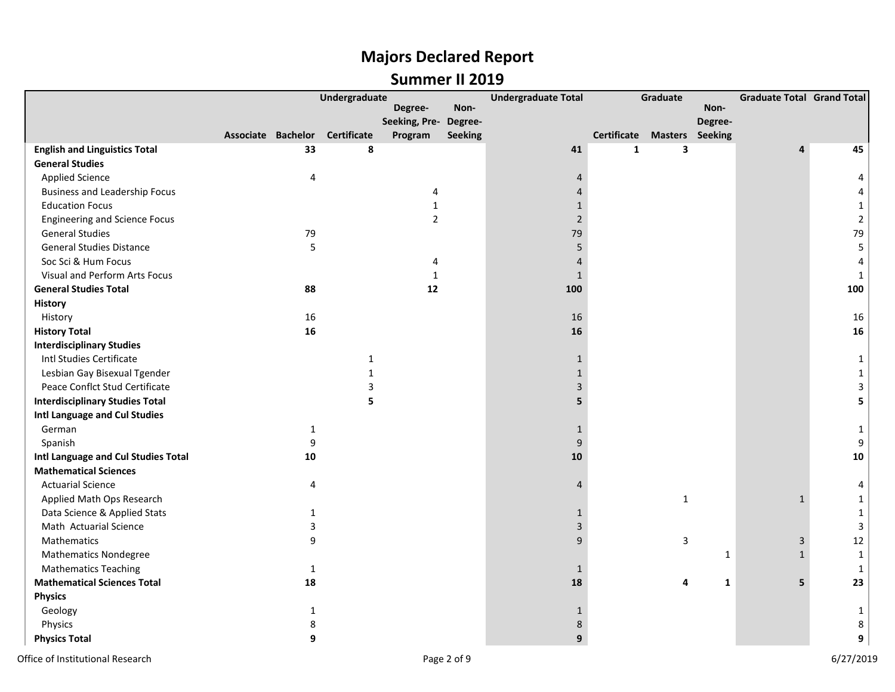# Majors Declared Report

## Summer II 2019

| | Undergraduate | | | | | Undergraduate Total | Graduate | | | Graduate Total | Grand Total |
|---|---|---|---|---|---|---|---|---|---|---|---|
| | Associate | Bachelor | Certificate | Degree-Seeking, Pre-Program | Non-Degree-Seeking | | Certificate | Masters | Non-Degree-Seeking | | |
| **English and Linguistics Total** | | **33** | **8** | | | **41** | **1** | **3** | | **4** | **45** |
| **General Studies** | | | | | | | | | | | |
| Applied Science | | 4 | | | | 4 | | | | | 4 |
| Business and Leadership Focus | | | | 4 | | 4 | | | | | 4 |
| Education Focus | | | | 1 | | 1 | | | | | 1 |
| Engineering and Science Focus | | | | 2 | | 2 | | | | | 2 |
| General Studies | | 79 | | | | 79 | | | | | 79 |
| General Studies Distance | | 5 | | | | 5 | | | | | 5 |
| Soc Sci & Hum Focus | | | | 4 | | 4 | | | | | 4 |
| Visual and Perform Arts Focus | | | | 1 | | 1 | | | | | 1 |
| **General Studies Total** | | **88** | | **12** | | **100** | | | | | **100** |
| **History** | | | | | | | | | | | |
| History | | 16 | | | | 16 | | | | | 16 |
| **History Total** | | **16** | | | | **16** | | | | | **16** |
| **Interdisciplinary Studies** | | | | | | | | | | | |
| Intl Studies Certificate | | | 1 | | | 1 | | | | | 1 |
| Lesbian Gay Bisexual Tgender | | | 1 | | | 1 | | | | | 1 |
| Peace Conflct Stud Certificate | | | 3 | | | 3 | | | | | 3 |
| **Interdisciplinary Studies Total** | | | **5** | | | **5** | | | | | **5** |
| **Intl Language and Cul Studies** | | | | | | | | | | | |
| German | | 1 | | | | 1 | | | | | 1 |
| Spanish | | 9 | | | | 9 | | | | | 9 |
| **Intl Language and Cul Studies Total** | | **10** | | | | **10** | | | | | **10** |
| **Mathematical Sciences** | | | | | | | | | | | |
| Actuarial Science | | 4 | | | | 4 | | | | | 4 |
| Applied Math Ops Research | | | | | | | | 1 | | 1 | 1 |
| Data Science & Applied Stats | | 1 | | | | 1 | | | | | 1 |
| Math Actuarial Science | | 3 | | | | 3 | | | | | 3 |
| Mathematics | | 9 | | | | 9 | | 3 | | 3 | 12 |
| Mathematics Nondegree | | | | | | | | | 1 | 1 | 1 |
| Mathematics Teaching | | 1 | | | | 1 | | | | | 1 |
| **Mathematical Sciences Total** | | **18** | | | | **18** | | **4** | **1** | **5** | **23** |
| **Physics** | | | | | | | | | | | |
| Geology | | 1 | | | | 1 | | | | | 1 |
| Physics | | 8 | | | | 8 | | | | | 8 |
| **Physics Total** | | **9** | | | | **9** | | | | | **9** |

Office of Institutional Research

6/27/2019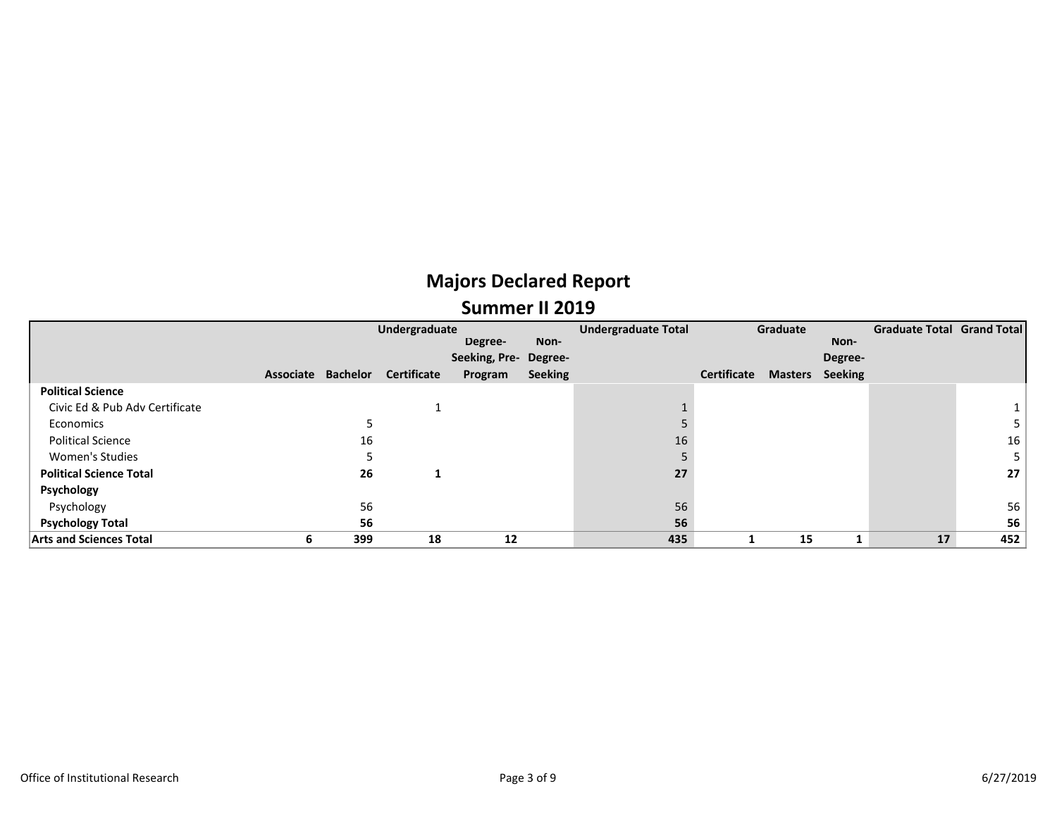# Majors Declared Report

## Summer II 2019

| | Undergraduate | | | | | Undergraduate Total | Graduate | | | Graduate Total | Grand Total |
|---|---|---|---|---|---|---|---|---|---|---|---|
| | Associate | Bachelor | Certificate | Degree-Seeking, Pre-Program | Non-Degree-Seeking | | Certificate | Masters | Non-Degree-Seeking | | |
| **Political Science** | | | | | | | | | | | |
| Civic Ed & Pub Adv Certificate | | | 1 | | | 1 | | | | | 1 |
| Economics | | 5 | | | | 5 | | | | | 5 |
| Political Science | | 16 | | | | 16 | | | | | 16 |
| Women's Studies | | 5 | | | | 5 | | | | | 5 |
| **Political Science Total** | | **26** | **1** | | | **27** | | | | | **27** |
| **Psychology** | | | | | | | | | | | |
| Psychology | | 56 | | | | 56 | | | | | 56 |
| **Psychology Total** | | **56** | | | | **56** | | | | | **56** |
| **Arts and Sciences Total** | **6** | **399** | **18** | **12** | | **435** | **1** | **15** | **1** | **17** | **452** |

Office of Institutional Research

6/27/2019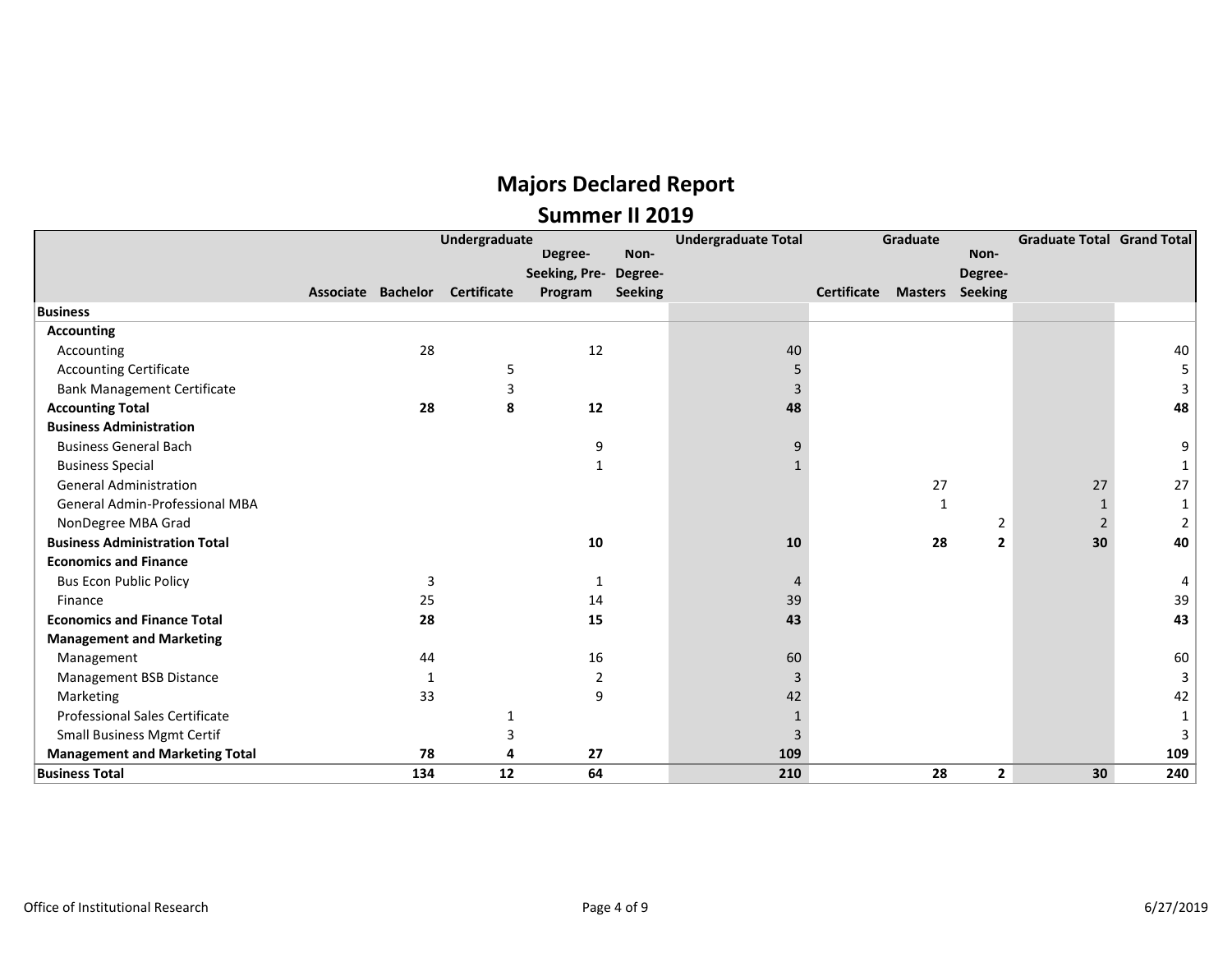# Majors Declared Report

## Summer II 2019

| | Undergraduate | | | | | Undergraduate Total | Graduate | | | Graduate Total | Grand Total |
|---|---|---|---|---|---|---|---|---|---|---|---|
| | Associate | Bachelor | Certificate | Degree-Seeking, Pre-Program | Non-Degree-Seeking | | Certificate | Masters | Non-Degree-Seeking | | |
| **Business** | | | | | | | | | | | |
| **Accounting** | | | | | | | | | | | |
| Accounting | | 28 | | 12 | | 40 | | | | | 40 |
| Accounting Certificate | | | 5 | | | 5 | | | | | 5 |
| Bank Management Certificate | | | 3 | | | 3 | | | | | 3 |
| **Accounting Total** | | **28** | **8** | **12** | | **48** | | | | | **48** |
| **Business Administration** | | | | | | | | | | | |
| Business General Bach | | | | 9 | | 9 | | | | | 9 |
| Business Special | | | | 1 | | 1 | | | | | 1 |
| General Administration | | | | | | | | 27 | | 27 | 27 |
| General Admin-Professional MBA | | | | | | | | 1 | | 1 | 1 |
| NonDegree MBA Grad | | | | | | | | | 2 | 2 | 2 |
| **Business Administration Total** | | | | **10** | | **10** | | **28** | **2** | **30** | **40** |
| **Economics and Finance** | | | | | | | | | | | |
| Bus Econ Public Policy | | 3 | | 1 | | 4 | | | | | 4 |
| Finance | | 25 | | 14 | | 39 | | | | | 39 |
| **Economics and Finance Total** | | **28** | | **15** | | **43** | | | | | **43** |
| **Management and Marketing** | | | | | | | | | | | |
| Management | | 44 | | 16 | | 60 | | | | | 60 |
| Management BSB Distance | | 1 | | 2 | | 3 | | | | | 3 |
| Marketing | | 33 | | 9 | | 42 | | | | | 42 |
| Professional Sales Certificate | | | 1 | | | 1 | | | | | 1 |
| Small Business Mgmt Certif | | | 3 | | | 3 | | | | | 3 |
| **Management and Marketing Total** | | **78** | **4** | **27** | | **109** | | | | | **109** |
| **Business Total** | | **134** | **12** | **64** | | **210** | | **28** | **2** | **30** | **240** |

Office of Institutional Research

6/27/2019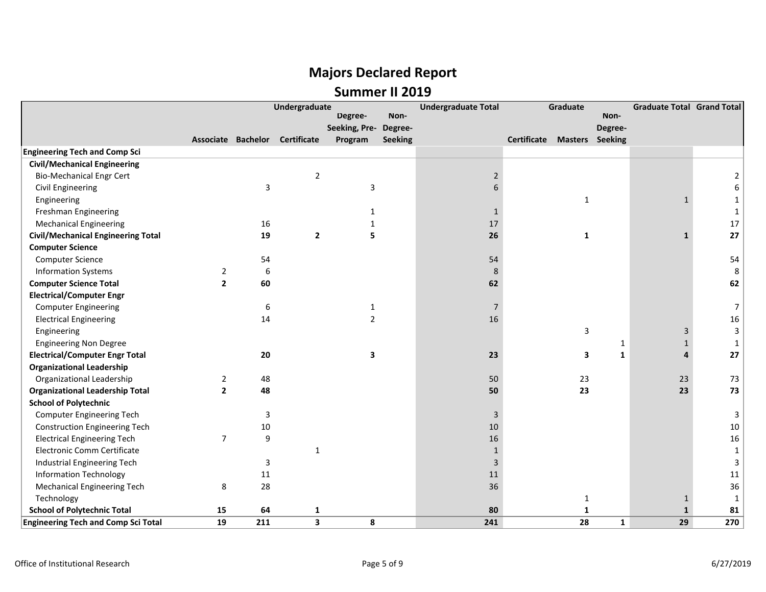# Majors Declared Report

## Summer II 2019

| | Undergraduate | | | | | Undergraduate Total | Graduate | | | Graduate Total | Grand Total |
|---|---|---|---|---|---|---|---|---|---|---|---|
| | Associate | Bachelor | Certificate | Degree-Seeking, Pre-Program | Non-Degree-Seeking | | Certificate | Masters | Non-Degree-Seeking | | |
| **Engineering Tech and Comp Sci** | | | | | | | | | | | |
| **Civil/Mechanical Engineering** | | | | | | | | | | | |
| Bio-Mechanical Engr Cert | | | 2 | | | 2 | | | | | 2 |
| Civil Engineering | | 3 | | 3 | | 6 | | | | | 6 |
| Engineering | | | | | | | | 1 | | 1 | 1 |
| Freshman Engineering | | | | 1 | | 1 | | | | | 1 |
| Mechanical Engineering | | 16 | | 1 | | 17 | | | | | 17 |
| **Civil/Mechanical Engineering Total** | | **19** | **2** | **5** | | **26** | | **1** | | **1** | **27** |
| **Computer Science** | | | | | | | | | | | |
| Computer Science | | 54 | | | | 54 | | | | | 54 |
| Information Systems | 2 | 6 | | | | 8 | | | | | 8 |
| **Computer Science Total** | **2** | **60** | | | | **62** | | | | | **62** |
| **Electrical/Computer Engr** | | | | | | | | | | | |
| Computer Engineering | | 6 | | 1 | | 7 | | | | | 7 |
| Electrical Engineering | | 14 | | 2 | | 16 | | | | | 16 |
| Engineering | | | | | | | | 3 | | 3 | 3 |
| Engineering Non Degree | | | | | | | | | 1 | 1 | 1 |
| **Electrical/Computer Engr Total** | | **20** | | **3** | | **23** | | **3** | **1** | **4** | **27** |
| **Organizational Leadership** | | | | | | | | | | | |
| Organizational Leadership | 2 | 48 | | | | 50 | | 23 | | 23 | 73 |
| **Organizational Leadership Total** | **2** | **48** | | | | **50** | | **23** | | **23** | **73** |
| **School of Polytechnic** | | | | | | | | | | | |
| Computer Engineering Tech | | 3 | | | | 3 | | | | | 3 |
| Construction Engineering Tech | | 10 | | | | 10 | | | | | 10 |
| Electrical Engineering Tech | 7 | 9 | | | | 16 | | | | | 16 |
| Electronic Comm Certificate | | | 1 | | | 1 | | | | | 1 |
| Industrial Engineering Tech | | 3 | | | | 3 | | | | | 3 |
| Information Technology | | 11 | | | | 11 | | | | | 11 |
| Mechanical Engineering Tech | 8 | 28 | | | | 36 | | | | | 36 |
| Technology | | | | | | | | 1 | | 1 | 1 |
| **School of Polytechnic Total** | **15** | **64** | **1** | | | **80** | | **1** | | **1** | **81** |
| **Engineering Tech and Comp Sci Total** | **19** | **211** | **3** | **8** | | **241** | | **28** | **1** | **29** | **270** |

Office of Institutional Research 6/27/2019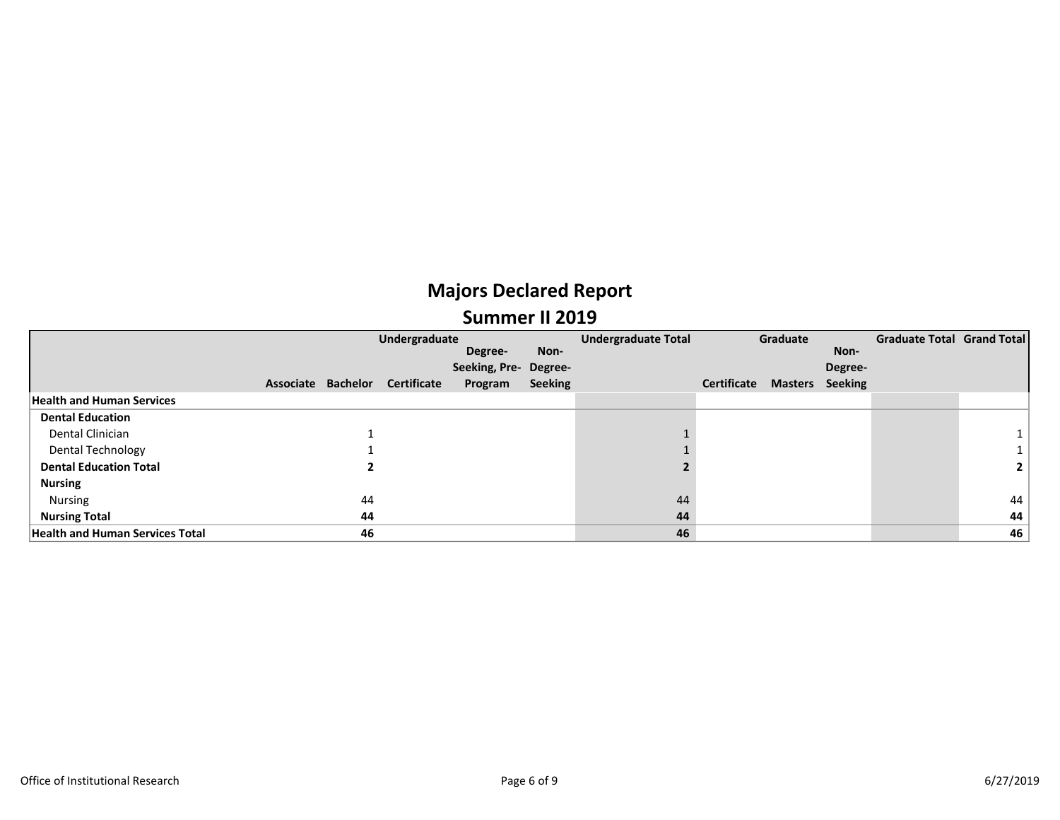# Majors Declared Report

## Summer II 2019

| | Undergraduate | | | | | Undergraduate Total | Graduate | | | Graduate Total | Grand Total |
|---|---|---|---|---|---|---|---|---|---|---|---|
| | Associate | Bachelor | Certificate | Degree-Seeking, Pre-Program | Non-Degree-Seeking | | Certificate | Masters | Non-Degree-Seeking | | |
| **Health and Human Services** | | | | | | | | | | | |
| **Dental Education** | | | | | | | | | | | |
| Dental Clinician | | 1 | | | | 1 | | | | | 1 |
| Dental Technology | | 1 | | | | 1 | | | | | 1 |
| **Dental Education Total** | | **2** | | | | **2** | | | | | **2** |
| **Nursing** | | | | | | | | | | | |
| Nursing | | 44 | | | | 44 | | | | | 44 |
| **Nursing Total** | | **44** | | | | **44** | | | | | **44** |
| **Health and Human Services Total** | | **46** | | | | **46** | | | | | **46** |

Office of Institutional Research

6/27/2019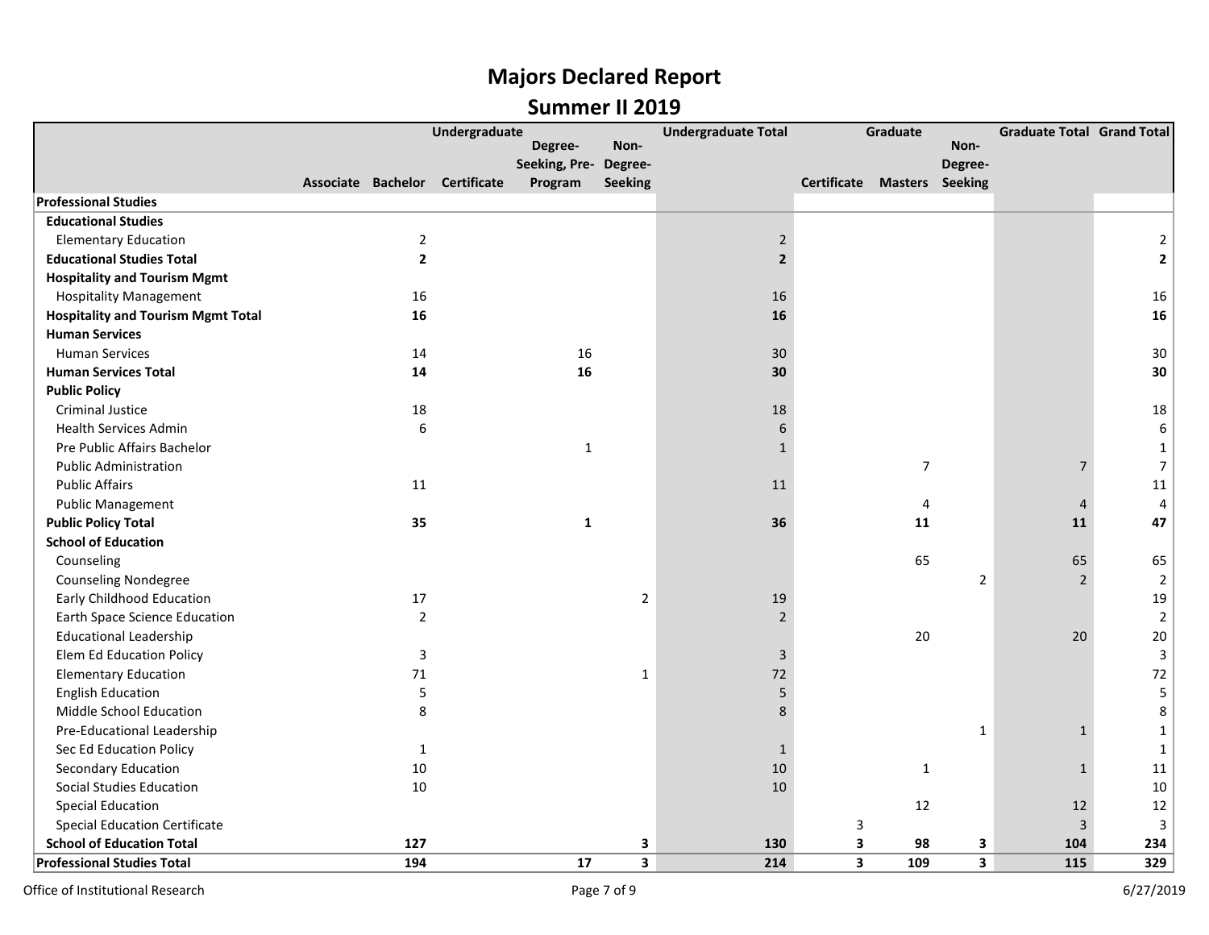# Majors Declared Report

## Summer II 2019

| | Undergraduate | | | | | Undergraduate Total | Graduate | | | Graduate Total | Grand Total |
|---|---|---|---|---|---|---|---|---|---|---|---|
| | Associate | Bachelor | Certificate | Degree-Seeking, Pre-Program | Non-Degree-Seeking | | Certificate | Masters | Non-Degree-Seeking | | |
| **Professional Studies** | | | | | | | | | | | |
| **Educational Studies** | | | | | | | | | | | |
| Elementary Education | | 2 | | | | 2 | | | | | 2 |
| **Educational Studies Total** | | **2** | | | | **2** | | | | | **2** |
| **Hospitality and Tourism Mgmt** | | | | | | | | | | | |
| Hospitality Management | | 16 | | | | 16 | | | | | 16 |
| **Hospitality and Tourism Mgmt Total** | | **16** | | | | **16** | | | | | **16** |
| **Human Services** | | | | | | | | | | | |
| Human Services | | 14 | | 16 | | 30 | | | | | 30 |
| **Human Services Total** | | **14** | | **16** | | **30** | | | | | **30** |
| **Public Policy** | | | | | | | | | | | |
| Criminal Justice | | 18 | | | | 18 | | | | | 18 |
| Health Services Admin | | 6 | | | | 6 | | | | | 6 |
| Pre Public Affairs Bachelor | | | | 1 | | 1 | | | | | 1 |
| Public Administration | | | | | | | | 7 | | 7 | 7 |
| Public Affairs | | 11 | | | | 11 | | | | | 11 |
| Public Management | | | | | | | | 4 | | 4 | 4 |
| **Public Policy Total** | | **35** | | **1** | | **36** | | **11** | | **11** | **47** |
| **School of Education** | | | | | | | | | | | |
| Counseling | | | | | | | | 65 | | 65 | 65 |
| Counseling Nondegree | | | | | | | | | 2 | 2 | 2 |
| Early Childhood Education | | 17 | | | 2 | 19 | | | | | 19 |
| Earth Space Science Education | | 2 | | | | 2 | | | | | 2 |
| Educational Leadership | | | | | | | | 20 | | 20 | 20 |
| Elem Ed Education Policy | | 3 | | | | 3 | | | | | 3 |
| Elementary Education | | 71 | | | 1 | 72 | | | | | 72 |
| English Education | | 5 | | | | 5 | | | | | 5 |
| Middle School Education | | 8 | | | | 8 | | | | | 8 |
| Pre-Educational Leadership | | | | | | | | | 1 | 1 | 1 |
| Sec Ed Education Policy | | 1 | | | | 1 | | | | | 1 |
| Secondary Education | | 10 | | | | 10 | | 1 | | 1 | 11 |
| Social Studies Education | | 10 | | | | 10 | | | | | 10 |
| Special Education | | | | | | | | 12 | | 12 | 12 |
| Special Education Certificate | | | | | | | 3 | | | 3 | 3 |
| **School of Education Total** | | **127** | | | **3** | **130** | **3** | **98** | **3** | **104** | **234** |
| **Professional Studies Total** | | **194** | | **17** | **3** | **214** | **3** | **109** | **3** | **115** | **329** |

Office of Institutional Research

6/27/2019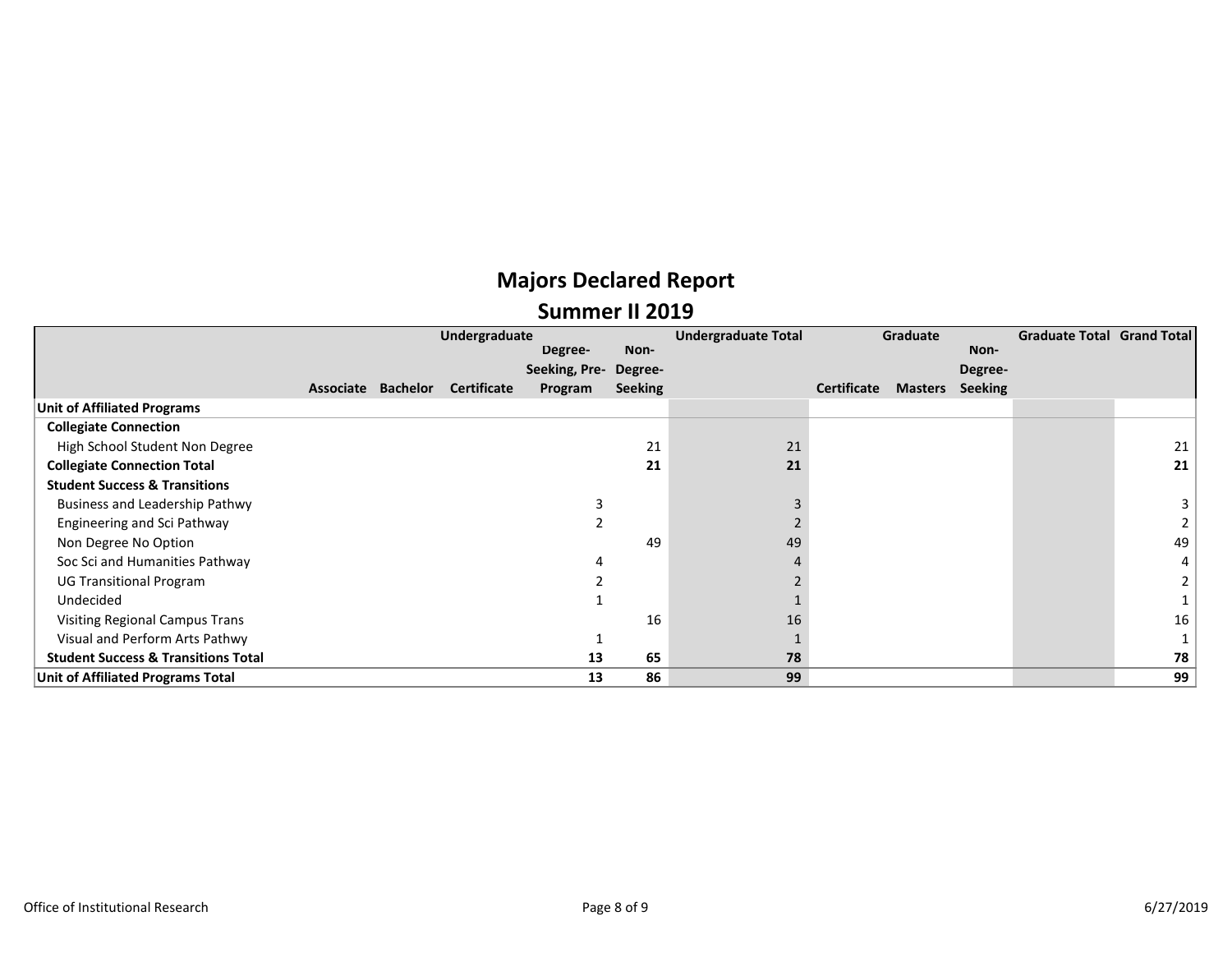# Majors Declared Report

## Summer II 2019

| | Undergraduate | | | | | Undergraduate Total | Graduate | | | Graduate Total | Grand Total |
|---|---|---|---|---|---|---|---|---|---|---|---|
| | Associate | Bachelor | Certificate | Degree-Seeking, Pre-Program | Non-Degree-Seeking | | Certificate | Masters | Non-Degree-Seeking | | |
| **Unit of Affiliated Programs** | | | | | | | | | | | |
| **Collegiate Connection** | | | | | | | | | | | |
| High School Student Non Degree | | | | | 21 | 21 | | | | | 21 |
| **Collegiate Connection Total** | | | | | **21** | **21** | | | | | **21** |
| **Student Success & Transitions** | | | | | | | | | | | |
| Business and Leadership Pathwy | | | | 3 | | 3 | | | | | 3 |
| Engineering and Sci Pathway | | | | 2 | | 2 | | | | | 2 |
| Non Degree No Option | | | | | 49 | 49 | | | | | 49 |
| Soc Sci and Humanities Pathway | | | | 4 | | 4 | | | | | 4 |
| UG Transitional Program | | | | 2 | | 2 | | | | | 2 |
| Undecided | | | | 1 | | 1 | | | | | 1 |
| Visiting Regional Campus Trans | | | | | 16 | 16 | | | | | 16 |
| Visual and Perform Arts Pathwy | | | | 1 | | 1 | | | | | 1 |
| **Student Success & Transitions Total** | | | | **13** | **65** | **78** | | | | | **78** |
| **Unit of Affiliated Programs Total** | | | | **13** | **86** | **99** | | | | | **99** |

Office of Institutional Research

6/27/2019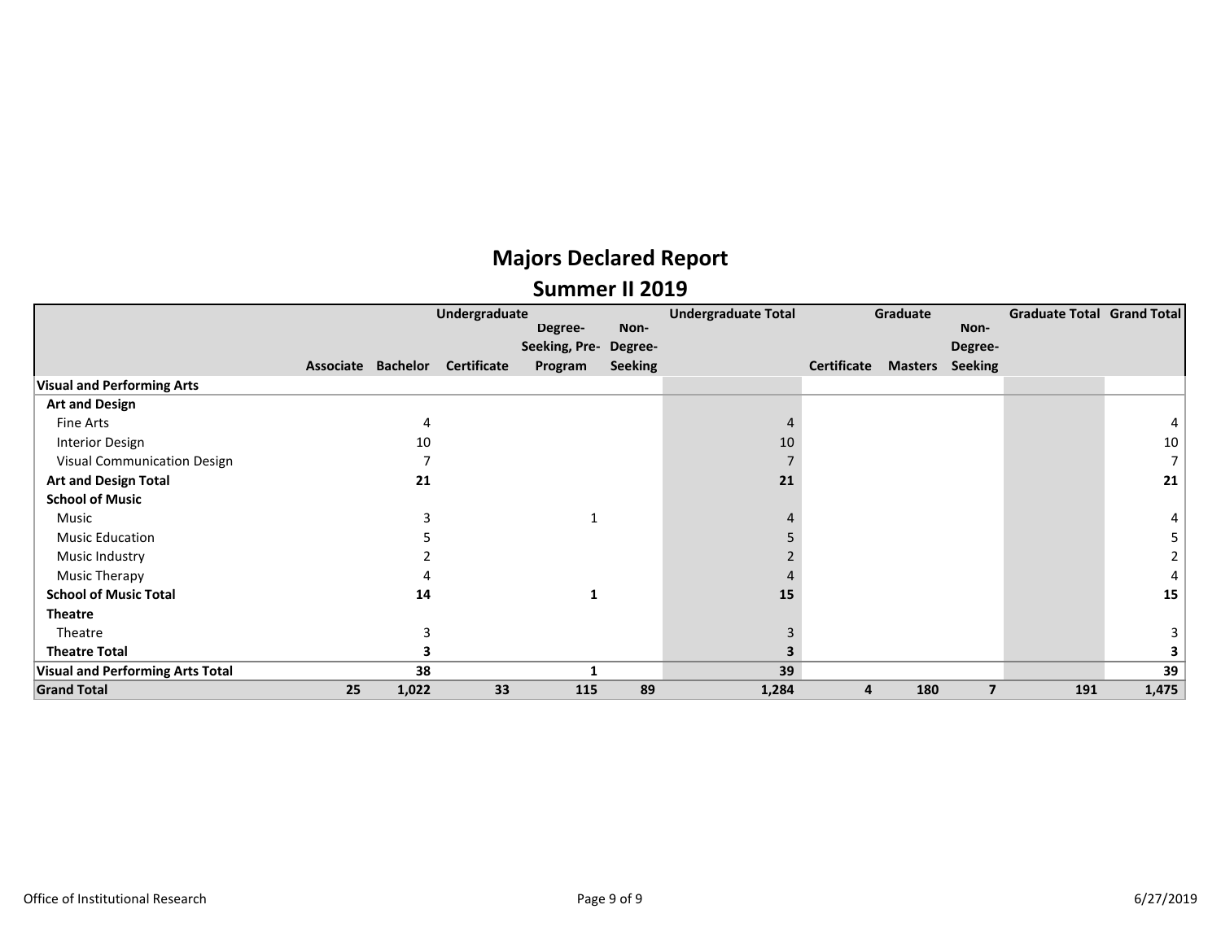# Majors Declared Report

## Summer II 2019

| | Undergraduate | | | | | Undergraduate Total | Graduate | | | Graduate Total | Grand Total |
|---|---|---|---|---|---|---|---|---|---|---|---|
| | Associate | Bachelor | Certificate | Degree-Seeking, Pre-Program | Non-Degree-Seeking | | Certificate | Masters | Non-Degree-Seeking | | |
| **Visual and Performing Arts** | | | | | | | | | | | |
| **Art and Design** | | | | | | | | | | | |
| Fine Arts | | 4 | | | | 4 | | | | | 4 |
| Interior Design | | 10 | | | | 10 | | | | | 10 |
| Visual Communication Design | | 7 | | | | 7 | | | | | 7 |
| **Art and Design Total** | | **21** | | | | **21** | | | | | **21** |
| **School of Music** | | | | | | | | | | | |
| Music | | 3 | | 1 | | 4 | | | | | 4 |
| Music Education | | 5 | | | | 5 | | | | | 5 |
| Music Industry | | 2 | | | | 2 | | | | | 2 |
| Music Therapy | | 4 | | | | 4 | | | | | 4 |
| **School of Music Total** | | **14** | | **1** | | **15** | | | | | **15** |
| **Theatre** | | | | | | | | | | | |
| Theatre | | 3 | | | | 3 | | | | | 3 |
| **Theatre Total** | | **3** | | | | **3** | | | | | **3** |
| **Visual and Performing Arts Total** | | **38** | | **1** | | **39** | | | | | **39** |
| **Grand Total** | **25** | **1,022** | **33** | **115** | **89** | **1,284** | **4** | **180** | **7** | **191** | **1,475** |

Office of Institutional Research

6/27/2019